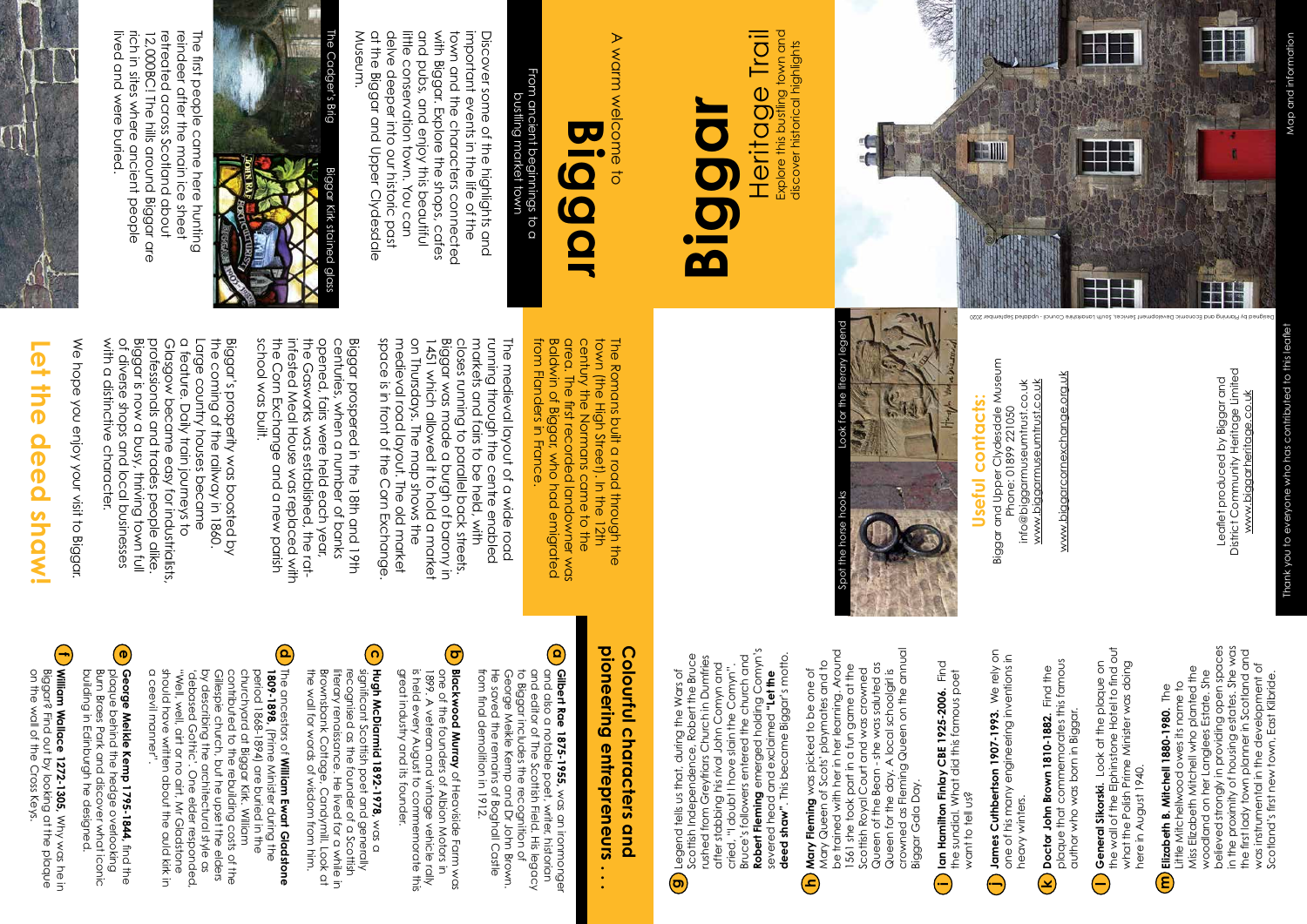# Biggar

## Heritage Trail

Explore this bustling town and discover historical highlights

Map and information

Designed by Planning and Economic Development Services, South Lanarkshire Council - updated September 2020

Thank you to everyone who has contributed to this leaflet

Leaflet produced by Biggar and District Community Heritage Limited
www.biggarheritage.co.uk

### Useful contacts:

Biggar and Upper Clydesdale Museum
Phone: 01899 221050
info@biggarmuseumtrust.co.uk
www.biggarmuseumtrust.co.uk

www.biggarcornexchange.org.uk

Spot the horse hooks

Look for the literary legend

A warm welcome to

# Biggar

From ancient beginnings to a bustling market town

Discover some of the highlights and important events in the life of the town and the characters connected with Biggar. Explore the shops, cafes and pubs, and enjoy this beautiful little conservation town. You can delve deeper into our historic past at the Biggar and Upper Clydesdale Museum.

The Cadger's Brig

Biggar Kirk stained glass

The first people came here hunting reindeer after the main ice sheet retreated across Scotland about 12,000BC! The hills around Biggar are rich in sites where ancient people lived and were buried.

The Romans built a road through the town (the High Street). In the 12th century the Normans came to the area. The first recorded landowner was Baldwin of Biggar, who had emigrated from Flanders in France.

The medieval layout of a wide road running through the centre enabled markets and fairs to be held, with closes running to parallel back streets. Biggar was made a burgh of barony in 1451 which allowed it to hold a market on Thursdays. The map shows the medieval road layout. The old market space is in front of the Corn Exchange.

Biggar prospered in the 18th and 19th centuries, when a number of banks opened, fairs were held each year, the Gasworks was established, the rat-infested Meal House was replaced with the Corn Exchange and a new parish school was built.

Biggar's prosperity was boosted by the coming of the railway in 1860. Large country houses became a feature. Daily train journeys to Glasgow became easy for industrialists, professionals and trades people alike. Biggar is now a busy, thriving town full of diverse shops and local businesses with a distinctive character.

We hope you enjoy your visit to Biggar.

**Let the deed shaw!**

## Colourful characters and pioneering entrepreneurs . . .

**a** **Gilbert Rae 1875-1955,** was an ironmonger and also a notable poet, writer, historian and editor of The Scottish Field. His legacy to Biggar includes the recognition of George Meikle Kemp and Dr John Brown. He saved the remains of Boghall Castle from final demolition in 1912.

**b** **Blackwood Murray** of Heavyside Farm was one of the founders of Albion Motors in 1899. A veteran and vintage vehicle rally is held every August to commemorate this great industry and its founder.

**c** **Hugh McDiarmid 1892-1978,** was a significant Scottish poet and generally recognised as the founder of a Scottish literary renaissance. He lived for a while in Brownsbank Cottage, Candymill. Look at the wall for words of wisdom from him.

**d** The ancestors of **William Ewart Gladstone 1809-1898,** (Prime Minister during the period 1868-1894) are buried in the churchyard at Biggar Kirk. William contributed to the rebuilding costs of the Gillespie church, but he upset the elders by describing the architectural style as 'debased Gothic'. One elder responded, "Weel, weel, airt or no airt, Mr Gladstone should have written about the auld kirk in a ceevil manner".

**e** **George Meikle Kemp 1795-1844,** find the plaque behind the hedge overlooking Burn Braes Park and discover what iconic building in Edinburgh he designed.

**f** **William Wallace 1272-1305.** Why was he in Biggar? Find out by looking at the plaque on the wall of the Cross Keys.

**g** Legend tells us that, during the Wars of Scottish Independence, Robert the Bruce rushed from Greyfriars Church in Dumfries after stabbing his rival John Comyn and cried, "I doubt I have slain the Comyn". Bruce's followers entered the church and **Robert Fleming** emerged holding Comyn's severed head and exclaimed **"Let the deed shaw"**. This became Biggar's motto.

**h** **Mary Fleming** was picked to be one of Mary Queen of Scots' playmates and to be trained with her in her learning. Around 1561 she took part in a fun game at the Scottish Royal Court and was crowned Queen of the Bean - she was saluted as Queen for the day. A local schoolgirl is crowned as Fleming Queen on the annual Biggar Gala Day.

**i** **Ian Hamilton Finlay CBE 1925-2006.** Find the sundial. What did this famous poet want to tell us?

**j** **James Cuthbertson 1907-1993.** We rely on one of his many engineering inventions in heavy winters.

**k** **Doctor John Brown 1810-1882.** Find the plaque that commemorates this famous author who was born in Biggar.

**l** **General Sikorski.** Look at the plaque on the wall of the Elphinstone Hotel to find out what the Polish Prime Minister was doing here in August 1940.

**m** **Elizabeth B. Mitchell 1880-1980.** The Little Mitchellwood owes its name to Miss Elizabeth Mitchell who planted the woodland on her Langlees Estate. She believed strongly in providing open spaces in the proximity of housing estates. She was the first lady town planner in Scotland and was instrumental in the development of Scotland's first new town, East Kilbride.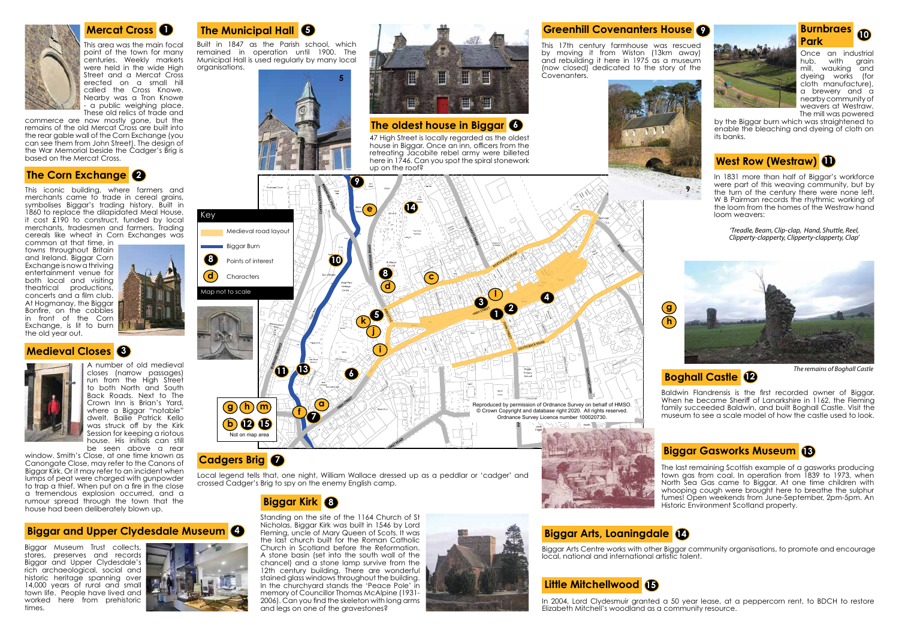## Mercat Cross 1

This area was the main focal point of the town for many centuries. Weekly markets were held in the wide High Street and a Mercat Cross erected on a small hill called the Cross Knowe. Nearby was a Tron Knowe - a public weighing place. These old relics of trade and commerce are now mostly gone, but the remains of the old Mercat Cross are built into the rear gable wall of the Corn Exchange (you can see them from John Street). The design of the War Memorial beside the Cadger's Brig is based on the Mercat Cross.

## The Corn Exchange 2

This iconic building, where farmers and merchants came to trade in cereal grains, symbolises Biggar's trading history. Built in 1860 to replace the dilapidated Meal House, it cost £190 to construct, funded by local merchants, tradesmen and farmers. Trading cereals like wheat in Corn Exchanges was common at that time, in towns throughout Britain and Ireland. Biggar Corn Exchange is now a thriving entertainment venue for both local and visiting theatrical productions, concerts and a film club. At Hogmanay, the Biggar Bonfire, on the cobbles in front of the Corn Exchange, is lit to burn the old year out.

## Medieval Closes 3

A number of old medieval closes (narrow passages) run from the High Street to both North and South Back Roads. Next to The Crown Inn is Brian's Yard, where a Biggar "notable" dwelt. Baillie Patrick Kello was struck off by the Kirk Session for keeping a riotous house. His initials can still be seen above a rear window. Smith's Close, at one time known as Canongate Close, may refer to the Canons of Biggar Kirk. Or it may refer to an incident when lumps of peat were charged with gunpowder to trap a thief. When put on a fire in the close a tremendous explosion occurred, and a rumour spread through the town that the house had been deliberately blown up.

## Biggar and Upper Clydesdale Museum 4

Biggar Museum Trust collects, stores, preserves and records Biggar and Upper Clydesdale's rich archaeological, social and historic heritage spanning over 14,000 years of rural and small town life. People have lived and worked here from prehistoric times.

## The Municipal Hall 5

Built in 1847 as the Parish school, which remained in operation until 1900. The Municipal Hall is used regularly by many local organisations.

## The oldest house in Biggar 6

47 High Street is locally regarded as the oldest house in Biggar. Once an inn, officers from the retreating Jacobite rebel army were billeted here in 1746. Can you spot the spiral stonework up on the roof?

Key
- Medieval road layout
- Biggar Burn
- 8 Points of interest
- d Characters

Map not to scale

g h m
b 12 15
Not on map area

Reproduced by permission of Ordnance Survey on behalf of HMSO. © Crown Copyright and database right 2020. All rights reserved. Ordnance Survey Licence number 100020730.

## Cadgers Brig 7

Local legend tells that, one night, William Wallace dressed up as a peddlar or 'cadger' and crossed Cadger's Brig to spy on the enemy English camp.

## Biggar Kirk 8

Standing on the site of the 1164 Church of St Nicholas, Biggar Kirk was built in 1546 by Lord Fleming, uncle of Mary Queen of Scots. It was the last church built for the Roman Catholic Church in Scotland before the Reformation. A stone basin (set into the south wall of the chancel) and a stone lamp survive from the 12th century building. There are wonderful stained glass windows throughout the building. In the churchyard stands the 'Peace Pole' in memory of Councillor Thomas McAlpine (1931-2006). Can you find the skeleton with long arms and legs on one of the gravestones?

## Greenhill Covenanters House 9

This 17th century farmhouse was rescued by moving it from Wiston (13km away) and rebuilding it here in 1975 as a museum (now closed) dedicated to the story of the Covenanters.

## Burnbraes Park 10

Once an industrial hub, with grain mill, wauking and dyeing works (for cloth manufacture), a brewery and a nearby community of weavers at Westraw. The mill was powered by the Biggar burn which was straightened to enable the bleaching and dyeing of cloth on its banks.

## West Row (Westraw) 11

In 1831 more than half of Biggar's workforce were part of this weaving community, but by the turn of the century there were none left. W B Pairman records the rhythmic working of the loom from the homes of the Westraw hand loom weavers:

*'Treadle, Beam, Clip-clap, Hand, Shuttle, Reel, Clipperty-clapperty, Clipperty-clapperty, Clap'*

*The remains of Boghall Castle*

## Boghall Castle 12

Baldwin Flandrensis is the first recorded owner of Biggar. When he became Sheriff of Lanarkshire in 1162, the Fleming family succeeded Baldwin, and built Boghall Castle. Visit the museum to see a scale model of how the castle used to look.

## Biggar Gasworks Museum 13

The last remaining Scottish example of a gasworks producing town gas from coal. In operation from 1839 to 1973, when North Sea Gas came to Biggar. At one time children with whooping cough were brought here to breathe the sulphur fumes! Open weekends from June-September, 2pm-5pm. An Historic Environment Scotland property.

## Biggar Arts, Loaningdale 14

Biggar Arts Centre works with other Biggar community organisations, to promote and encourage local, national and international artistic talent.

## Little Mitchellwood 15

In 2004, Lord Clydesmuir granted a 50 year lease, at a peppercorn rent, to BDCH to restore Elizabeth Mitchell's woodland as a community resource.